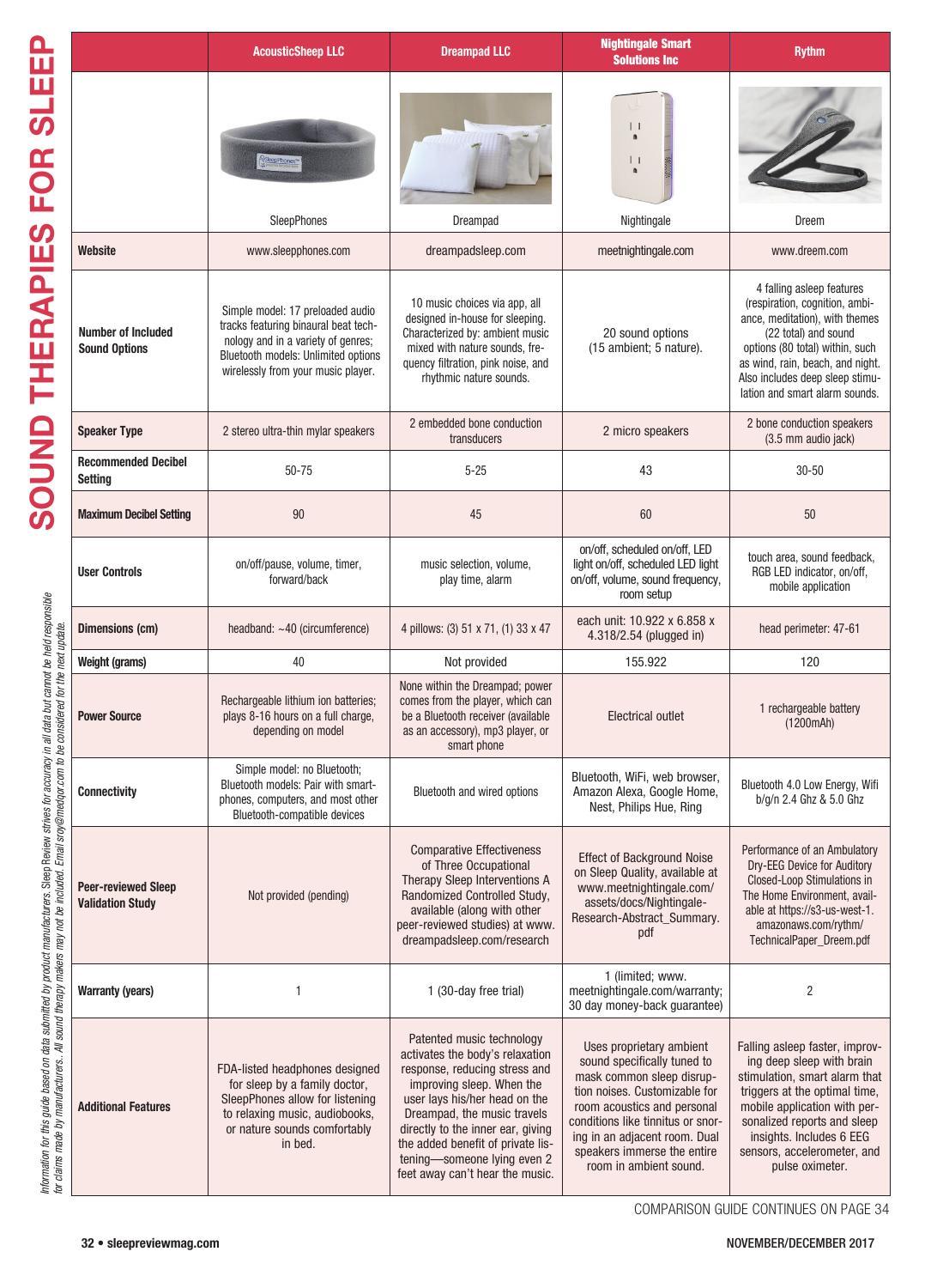# SOUND THERAPIES FOR SLEEP

| | AcousticSheep LLC | Dreampad LLC | Nightingale Smart Solutions Inc | Rythm |
|---|---|---|---|---|
| | SleepPhones | Dreampad | Nightingale | Dreem |
| **Website** | www.sleepphones.com | dreampadsleep.com | meetnightingale.com | www.dreem.com |
| **Number of Included Sound Options** | Simple model: 17 preloaded audio tracks featuring binaural beat technology and in a variety of genres; Bluetooth models: Unlimited options wirelessly from your music player. | 10 music choices via app, all designed in-house for sleeping. Characterized by: ambient music mixed with nature sounds, frequency filtration, pink noise, and rhythmic nature sounds. | 20 sound options (15 ambient; 5 nature). | 4 falling asleep features (respiration, cognition, ambiance, meditation), with themes (22 total) and sound options (80 total) within, such as wind, rain, beach, and night. Also includes deep sleep stimulation and smart alarm sounds. |
| **Speaker Type** | 2 stereo ultra-thin mylar speakers | 2 embedded bone conduction transducers | 2 micro speakers | 2 bone conduction speakers (3.5 mm audio jack) |
| **Recommended Decibel Setting** | 50-75 | 5-25 | 43 | 30-50 |
| **Maximum Decibel Setting** | 90 | 45 | 60 | 50 |
| **User Controls** | on/off/pause, volume, timer, forward/back | music selection, volume, play time, alarm | on/off, scheduled on/off, LED light on/off, scheduled LED light on/off, volume, sound frequency, room setup | touch area, sound feedback, RGB LED indicator, on/off, mobile application |
| **Dimensions (cm)** | headband: ~40 (circumference) | 4 pillows: (3) 51 x 71, (1) 33 x 47 | each unit: 10.922 x 6.858 x 4.318/2.54 (plugged in) | head perimeter: 47-61 |
| **Weight (grams)** | 40 | Not provided | 155.922 | 120 |
| **Power Source** | Rechargeable lithium ion batteries; plays 8-16 hours on a full charge, depending on model | None within the Dreampad; power comes from the player, which can be a Bluetooth receiver (available as an accessory), mp3 player, or smart phone | Electrical outlet | 1 rechargeable battery (1200mAh) |
| **Connectivity** | Simple model: no Bluetooth; Bluetooth models: Pair with smartphones, computers, and most other Bluetooth-compatible devices | Bluetooth and wired options | Bluetooth, WiFi, web browser, Amazon Alexa, Google Home, Nest, Philips Hue, Ring | Bluetooth 4.0 Low Energy, Wifi b/g/n 2.4 Ghz & 5.0 Ghz |
| **Peer-reviewed Sleep Validation Study** | Not provided (pending) | Comparative Effectiveness of Three Occupational Therapy Sleep Interventions A Randomized Controlled Study, available (along with other peer-reviewed studies) at www.dreampadsleep.com/research | Effect of Background Noise on Sleep Quality, available at www.meetnightingale.com/assets/docs/Nightingale-Research-Abstract_Summary.pdf | Performance of an Ambulatory Dry-EEG Device for Auditory Closed-Loop Stimulations in The Home Environment, available at https://s3-us-west-1.amazonaws.com/rythm/TechnicalPaper_Dreem.pdf |
| **Warranty (years)** | 1 | 1 (30-day free trial) | 1 (limited; www.meetnightingale.com/warranty; 30 day money-back guarantee) | 2 |
| **Additional Features** | FDA-listed headphones designed for sleep by a family doctor, SleepPhones allow for listening to relaxing music, audiobooks, or nature sounds comfortably in bed. | Patented music technology activates the body's relaxation response, reducing stress and improving sleep. When the user lays his/her head on the Dreampad, the music travels directly to the inner ear, giving the added benefit of private listening—someone lying even 2 feet away can't hear the music. | Uses proprietary ambient sound specifically tuned to mask common sleep disruption noises. Customizable for room acoustics and personal conditions like tinnitus or snoring in an adjacent room. Dual speakers immerse the entire room in ambient sound. | Falling asleep faster, improving deep sleep with brain stimulation, smart alarm that triggers at the optimal time, mobile application with personalized reports and sleep insights. Includes 6 EEG sensors, accelerometer, and pulse oximeter. |

*Information for this guide based on data submitted by product manufacturers. Sleep Review strives for accuracy in all data but cannot be held responsible for claims made by manufacturers. All sound therapy makers may not be included. Email sroy@medqor.com to be considered for the next update.*

COMPARISON GUIDE CONTINUES ON PAGE 34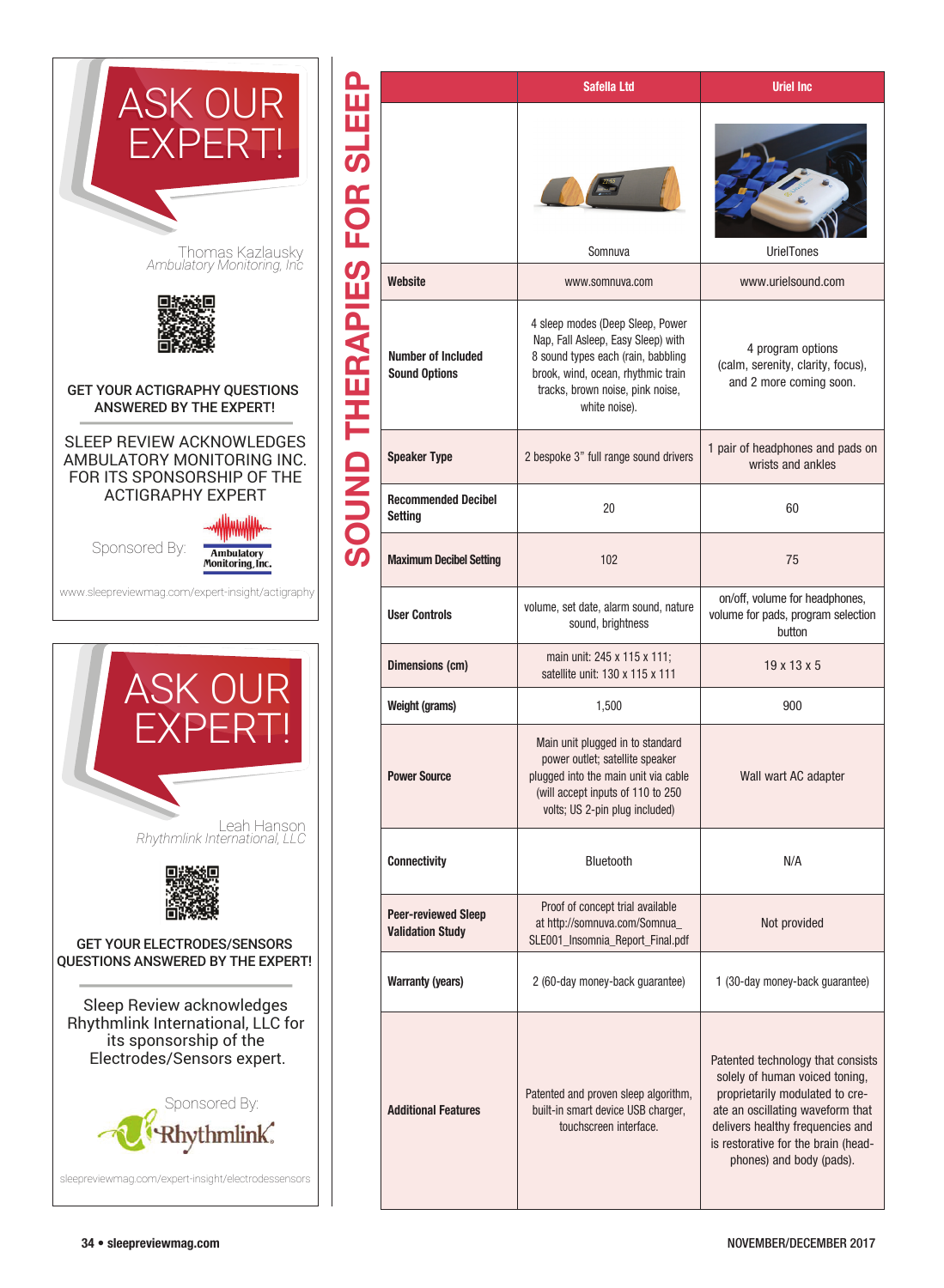# SOUND THERAPIES FOR SLEEP

| | Safella Ltd | Uriel Inc |
|---|---|---|
| | Somnuva | UrielTones |
| **Website** | www.somnuva.com | www.urielsound.com |
| **Number of Included Sound Options** | 4 sleep modes (Deep Sleep, Power Nap, Fall Asleep, Easy Sleep) with 8 sound types each (rain, babbling brook, wind, ocean, rhythmic train tracks, brown noise, pink noise, white noise). | 4 program options (calm, serenity, clarity, focus), and 2 more coming soon. |
| **Speaker Type** | 2 bespoke 3" full range sound drivers | 1 pair of headphones and pads on wrists and ankles |
| **Recommended Decibel Setting** | 20 | 60 |
| **Maximum Decibel Setting** | 102 | 75 |
| **User Controls** | volume, set date, alarm sound, nature sound, brightness | on/off, volume for headphones, volume for pads, program selection button |
| **Dimensions (cm)** | main unit: 245 x 115 x 111; satellite unit: 130 x 115 x 111 | 19 x 13 x 5 |
| **Weight (grams)** | 1,500 | 900 |
| **Power Source** | Main unit plugged in to standard power outlet; satellite speaker plugged into the main unit via cable (will accept inputs of 110 to 250 volts; US 2-pin plug included) | Wall wart AC adapter |
| **Connectivity** | Bluetooth | N/A |
| **Peer-reviewed Sleep Validation Study** | Proof of concept trial available at http://somnuva.com/Somnua_SLE001_Insomnia_Report_Final.pdf | Not provided |
| **Warranty (years)** | 2 (60-day money-back guarantee) | 1 (30-day money-back guarantee) |
| **Additional Features** | Patented and proven sleep algorithm, built-in smart device USB charger, touchscreen interface. | Patented technology that consists solely of human voiced toning, proprietarily modulated to create an oscillating waveform that delivers healthy frequencies and is restorative for the brain (headphones) and body (pads). |

## ASK OUR EXPERT!

Thomas Kazlausky
*Ambulatory Monitoring, Inc*

GET YOUR ACTIGRAPHY QUESTIONS ANSWERED BY THE EXPERT!

SLEEP REVIEW ACKNOWLEDGES AMBULATORY MONITORING INC. FOR ITS SPONSORSHIP OF THE ACTIGRAPHY EXPERT

Sponsored By: Ambulatory Monitoring, Inc.

www.sleepreviewmag.com/expert-insight/actigraphy

## ASK OUR EXPERT!

Leah Hanson
*Rhythmlink International, LLC*

GET YOUR ELECTRODES/SENSORS QUESTIONS ANSWERED BY THE EXPERT!

Sleep Review acknowledges Rhythmlink International, LLC for its sponsorship of the Electrodes/Sensors expert.

Sponsored By: Rhythmlink

sleepreviewmag.com/expert-insight/electrodessensors